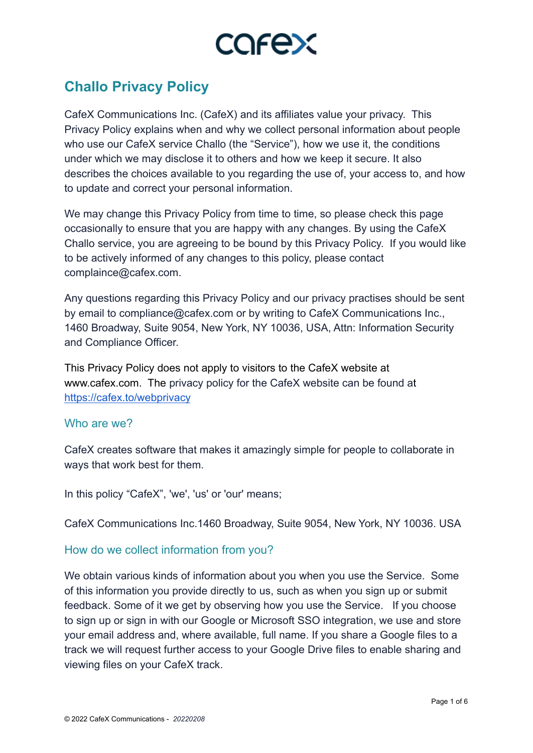# Challo Privacy Policy

CafeX Communications Inc. (CafeX) and its affiliates value your privacy. This Privacy Policy explains when and why we collect personal information about people who use our CafeX service Challo (the "Service"), how we use it, the conditions under which we may disclose it to others and how we keep it secure. It also describes the choices available to you regarding the use of, your access to, and how to update and correct your personal information.

We may change this Privacy Policy from time to time, so please check this page occasionally to ensure that you are happy with any changes. By using the CafeX Challo service, you are agreeing to be bound by this Privacy Policy. If you would like to be actively informed of any changes to this policy, please contact complaince@cafex.com.

Any questions regarding this Privacy Policy and our privacy practises should be sent by email to compliance@cafex.com or by writing to CafeX Communications Inc., 1460 Broadway, Suite 9054, New York, NY 10036, USA, Attn: Information Security and Compliance Officer.

This Privacy Policy does not apply to visitors to the CafeX website at www.cafex.com. The privacy policy for the CafeX website can be found at [https://cafex.to/webprivacy](https://cafex.to/webprivacy)

## Who are we?

CafeX creates software that makes it amazingly simple for people to collaborate in ways that work best for them.

In this policy "CafeX", 'we', 'us' or 'our' means;

CafeX Communications Inc.1460 Broadway, Suite 9054, New York, NY 10036. USA

## How do we collect information from you?

We obtain various kinds of information about you when you use the Service. Some of this information you provide directly to us, such as when you sign up or submit feedback. Some of it we get by observing how you use the Service. If you choose to sign up or sign in with our Google or Microsoft SSO integration, we use and store your email address and, where available, full name. If you share a Google files to a track we will request further access to your Google Drive files to enable sharing and viewing files on your CafeX track.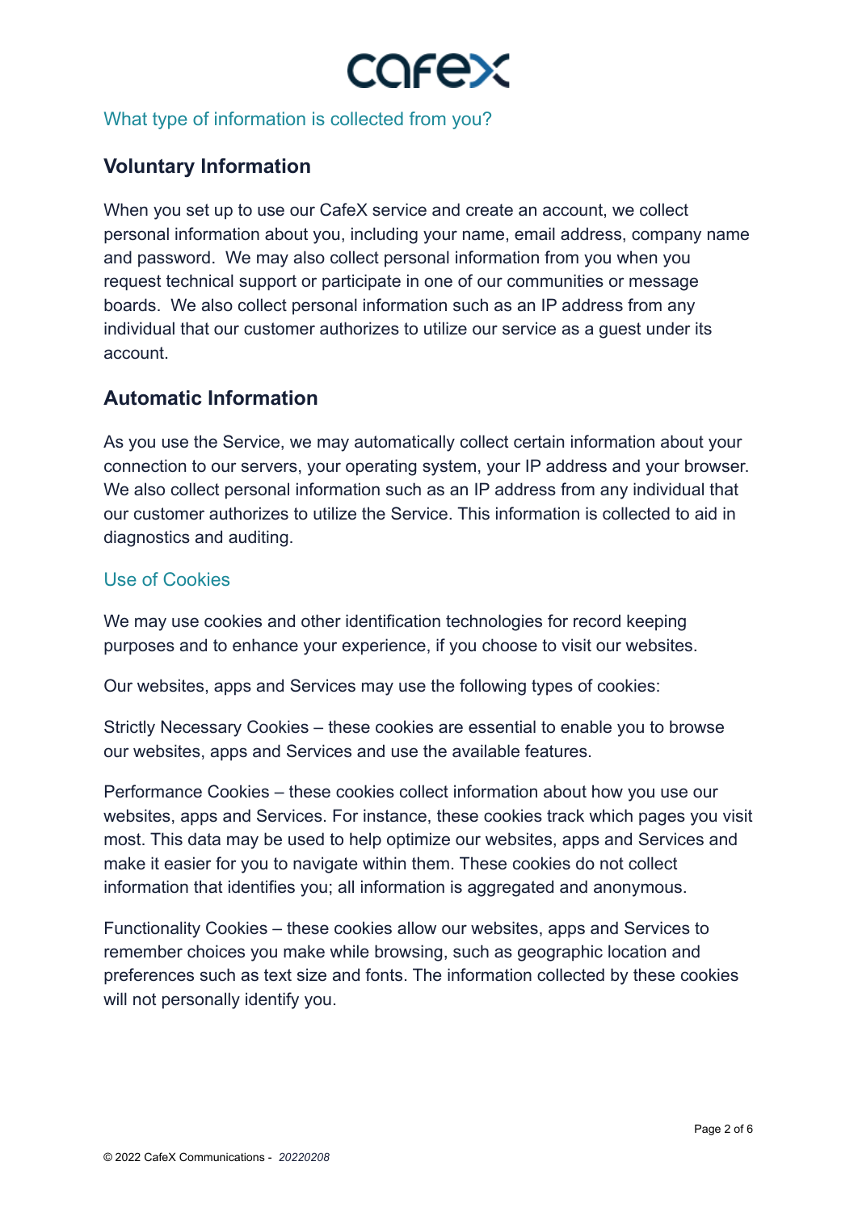## What type of information is collected from you?

### Voluntary Information

When you set up to use our CafeX service and create an account, we collect personal information about you, including your name, email address, company name and password. We may also collect personal information from you when you request technical support or participate in one of our communities or message boards. We also collect personal information such as an IP address from any individual that our customer authorizes to utilize our service as a guest under its account.

### Automatic Information

As you use the Service, we may automatically collect certain information about your connection to our servers, your operating system, your IP address and your browser. We also collect personal information such as an IP address from any individual that our customer authorizes to utilize the Service. This information is collected to aid in diagnostics and auditing.

## Use of Cookies

We may use cookies and other identification technologies for record keeping purposes and to enhance your experience, if you choose to visit our websites.

Our websites, apps and Services may use the following types of cookies:

Strictly Necessary Cookies – these cookies are essential to enable you to browse our websites, apps and Services and use the available features.

Performance Cookies – these cookies collect information about how you use our websites, apps and Services. For instance, these cookies track which pages you visit most. This data may be used to help optimize our websites, apps and Services and make it easier for you to navigate within them. These cookies do not collect information that identifies you; all information is aggregated and anonymous.

Functionality Cookies – these cookies allow our websites, apps and Services to remember choices you make while browsing, such as geographic location and preferences such as text size and fonts. The information collected by these cookies will not personally identify you.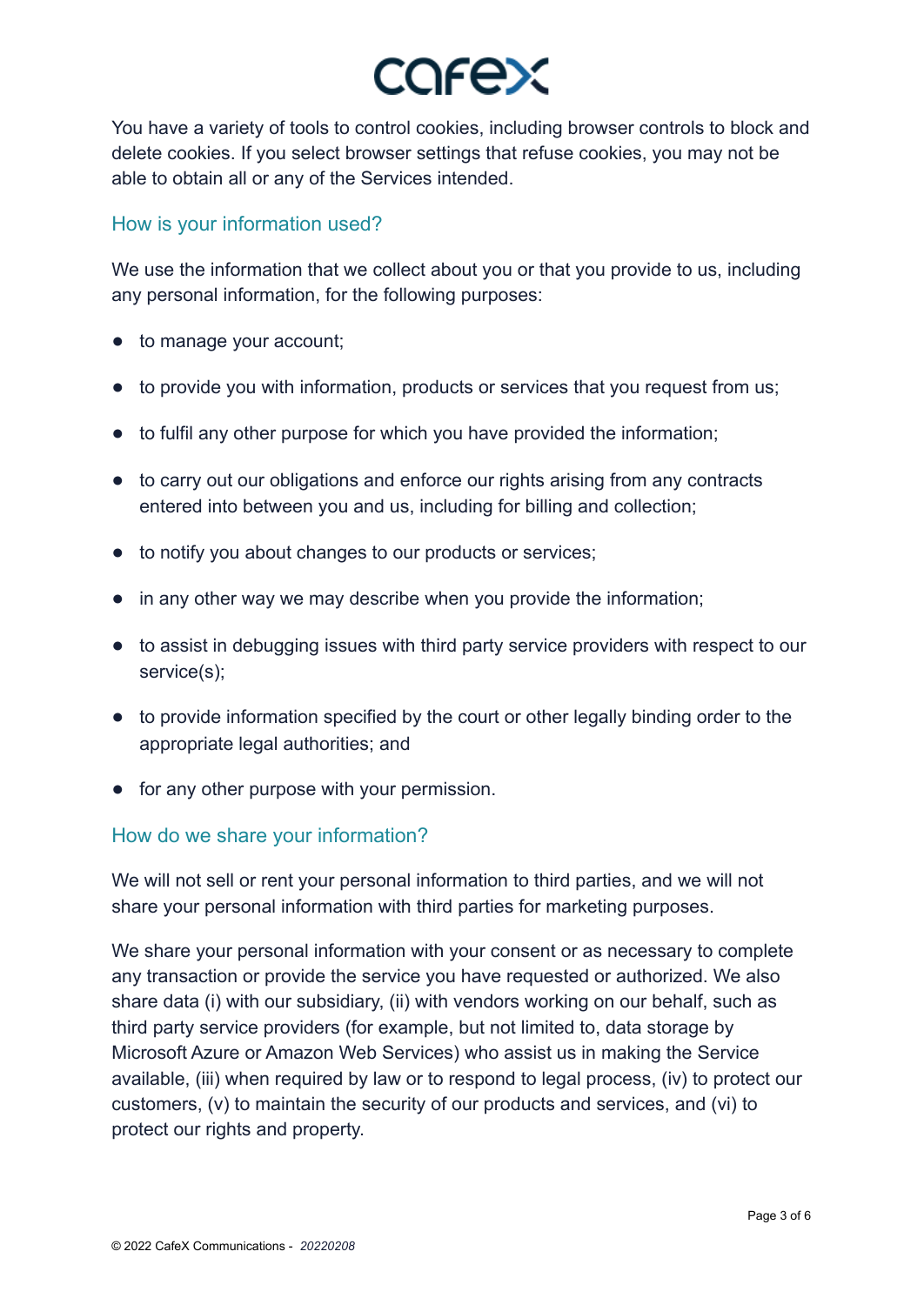You have a variety of tools to control cookies, including browser controls to block and delete cookies. If you select browser settings that refuse cookies, you may not be able to obtain all or any of the Services intended.

## How is your information used?

We use the information that we collect about you or that you provide to us, including any personal information, for the following purposes:

- to manage your account;
- to provide you with information, products or services that you request from us;
- to fulfil any other purpose for which you have provided the information;
- to carry out our obligations and enforce our rights arising from any contracts entered into between you and us, including for billing and collection;
- to notify you about changes to our products or services;
- in any other way we may describe when you provide the information;
- to assist in debugging issues with third party service providers with respect to our service(s);
- to provide information specified by the court or other legally binding order to the appropriate legal authorities; and
- for any other purpose with your permission.

## How do we share your information?

We will not sell or rent your personal information to third parties, and we will not share your personal information with third parties for marketing purposes.

We share your personal information with your consent or as necessary to complete any transaction or provide the service you have requested or authorized. We also share data (i) with our subsidiary, (ii) with vendors working on our behalf, such as third party service providers (for example, but not limited to, data storage by Microsoft Azure or Amazon Web Services) who assist us in making the Service available, (iii) when required by law or to respond to legal process, (iv) to protect our customers, (v) to maintain the security of our products and services, and (vi) to protect our rights and property.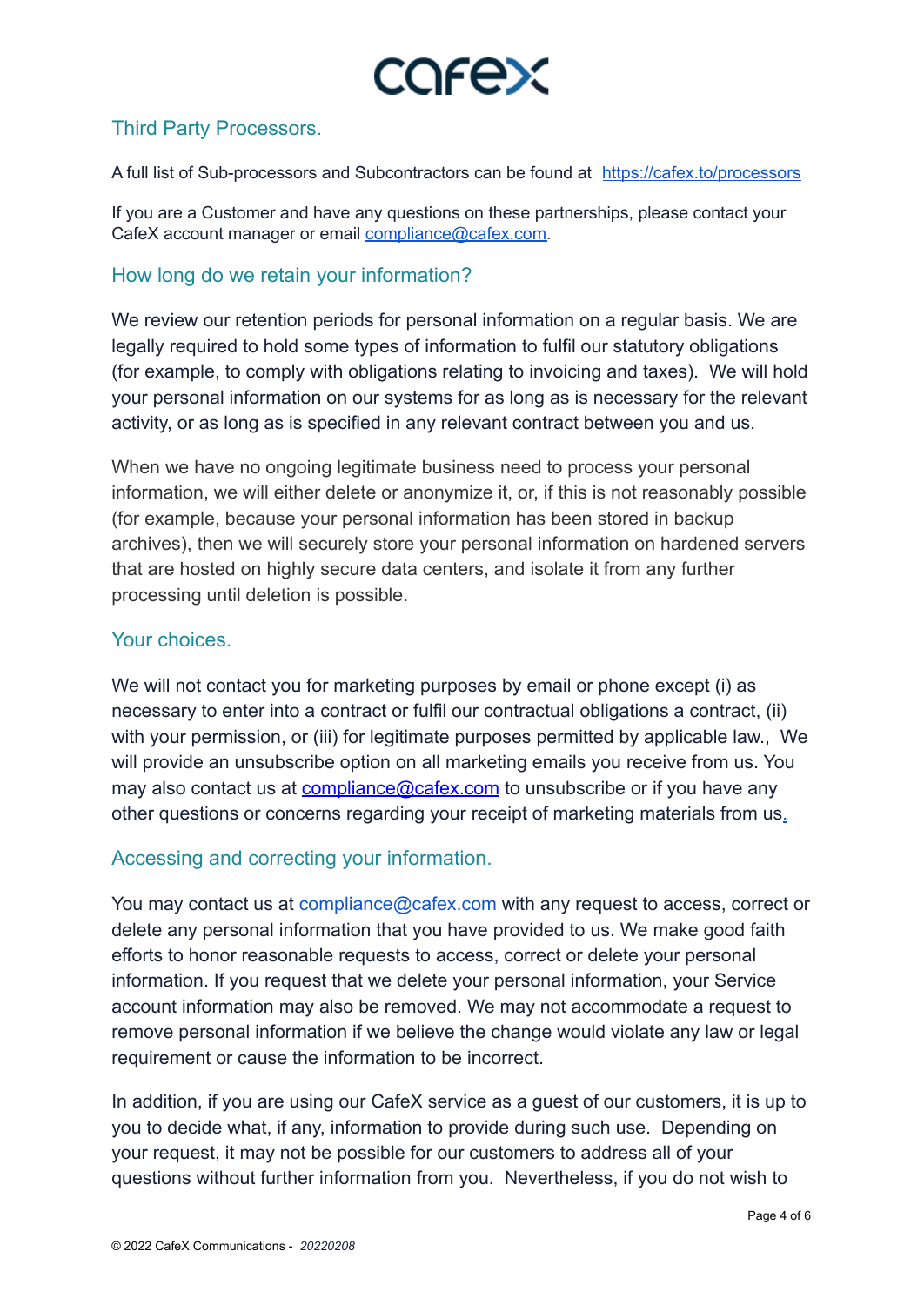## Third Party Processors.

A full list of Sub-processors and Subcontractors can be found at [https://cafex.to/processors](https://cafex.to/processors)

If you are a Customer and have any questions on these partnerships, please contact your CafeX account manager or email [compliance@cafex.com](mailto:compliance@cafex.com).

## How long do we retain your information?

We review our retention periods for personal information on a regular basis. We are legally required to hold some types of information to fulfil our statutory obligations (for example, to comply with obligations relating to invoicing and taxes). We will hold your personal information on our systems for as long as is necessary for the relevant activity, or as long as is specified in any relevant contract between you and us.

When we have no ongoing legitimate business need to process your personal information, we will either delete or anonymize it, or, if this is not reasonably possible (for example, because your personal information has been stored in backup archives), then we will securely store your personal information on hardened servers that are hosted on highly secure data centers, and isolate it from any further processing until deletion is possible.

## Your choices.

We will not contact you for marketing purposes by email or phone except (i) as necessary to enter into a contract or fulfil our contractual obligations a contract, (ii) with your permission, or (iii) for legitimate purposes permitted by applicable law., We will provide an unsubscribe option on all marketing emails you receive from us. You may also contact us at [compliance@cafex.com](mailto:compliance@cafex.com) to unsubscribe or if you have any other questions or concerns regarding your receipt of marketing materials from us.

## Accessing and correcting your information.

You may contact us at compliance@cafex.com with any request to access, correct or delete any personal information that you have provided to us. We make good faith efforts to honor reasonable requests to access, correct or delete your personal information. If you request that we delete your personal information, your Service account information may also be removed. We may not accommodate a request to remove personal information if we believe the change would violate any law or legal requirement or cause the information to be incorrect.

In addition, if you are using our CafeX service as a guest of our customers, it is up to you to decide what, if any, information to provide during such use. Depending on your request, it may not be possible for our customers to address all of your questions without further information from you. Nevertheless, if you do not wish to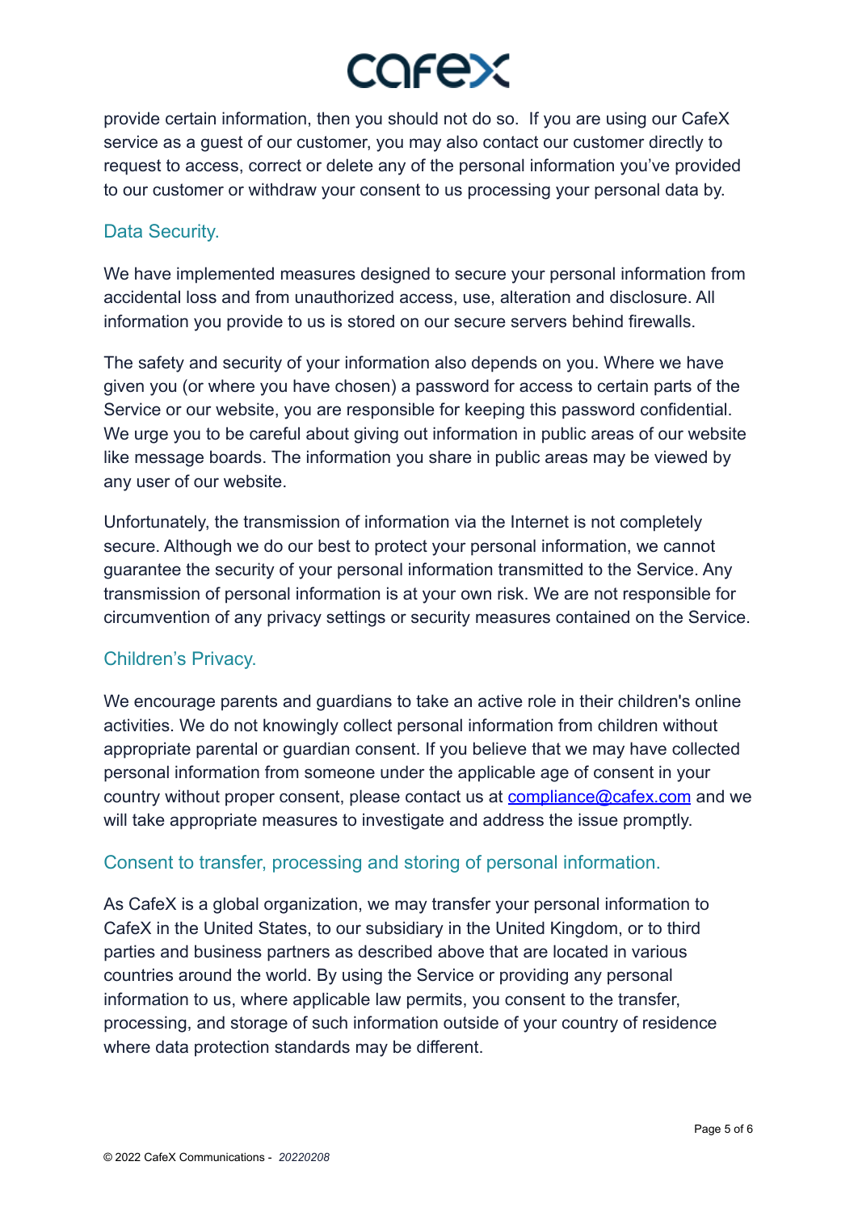provide certain information, then you should not do so. If you are using our CafeX service as a guest of our customer, you may also contact our customer directly to request to access, correct or delete any of the personal information you've provided to our customer or withdraw your consent to us processing your personal data by.

## Data Security.

We have implemented measures designed to secure your personal information from accidental loss and from unauthorized access, use, alteration and disclosure. All information you provide to us is stored on our secure servers behind firewalls.

The safety and security of your information also depends on you. Where we have given you (or where you have chosen) a password for access to certain parts of the Service or our website, you are responsible for keeping this password confidential. We urge you to be careful about giving out information in public areas of our website like message boards. The information you share in public areas may be viewed by any user of our website.

Unfortunately, the transmission of information via the Internet is not completely secure. Although we do our best to protect your personal information, we cannot guarantee the security of your personal information transmitted to the Service. Any transmission of personal information is at your own risk. We are not responsible for circumvention of any privacy settings or security measures contained on the Service.

## Children's Privacy.

We encourage parents and guardians to take an active role in their children's online activities. We do not knowingly collect personal information from children without appropriate parental or guardian consent. If you believe that we may have collected personal information from someone under the applicable age of consent in your country without proper consent, please contact us at compliance@cafex.com and we will take appropriate measures to investigate and address the issue promptly.

## Consent to transfer, processing and storing of personal information.

As CafeX is a global organization, we may transfer your personal information to CafeX in the United States, to our subsidiary in the United Kingdom, or to third parties and business partners as described above that are located in various countries around the world. By using the Service or providing any personal information to us, where applicable law permits, you consent to the transfer, processing, and storage of such information outside of your country of residence where data protection standards may be different.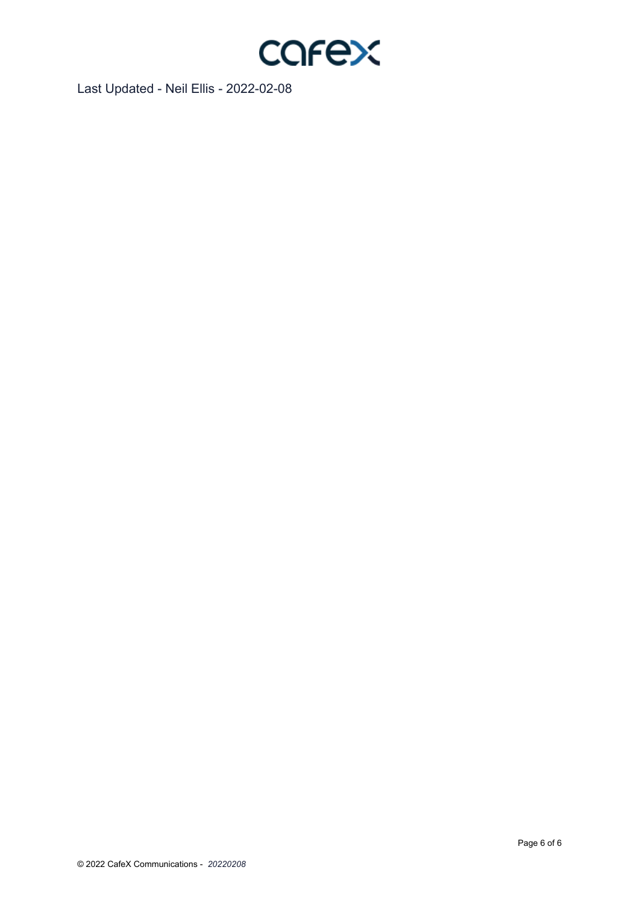Last Updated - Neil Ellis - 2022-02-08